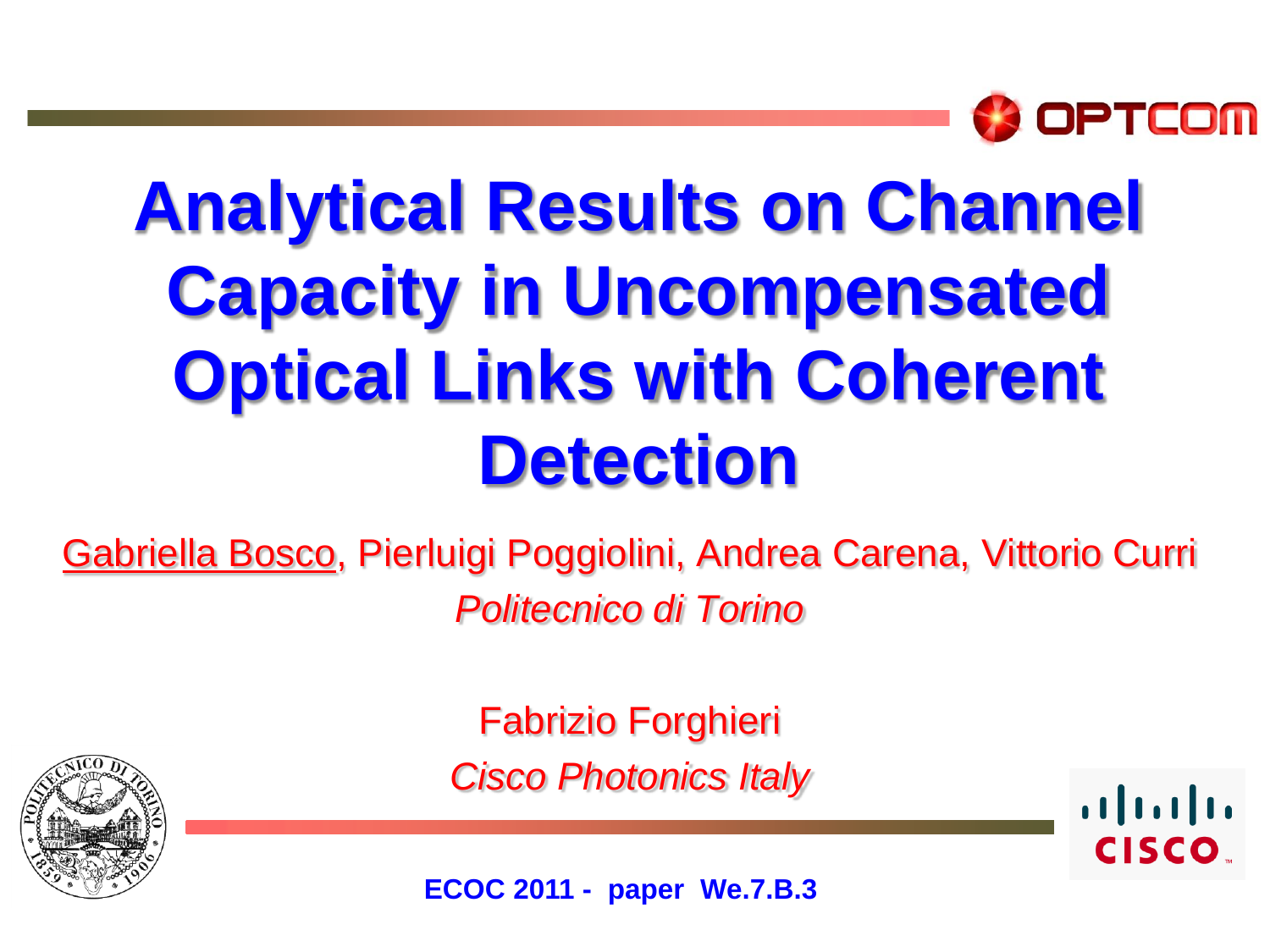# Analytical Results on Channel Capacity in Uncompensated Optical Links with Coherent Detection

Gabriella Bosco, Pierluigi Poggiolini, Andrea Carena, Vittorio Curri

*Politecnico di Torino*

Fabrizio Forghieri

*Cisco Photonics Italy*

**ECOC 2011 - paper We.7.B.3**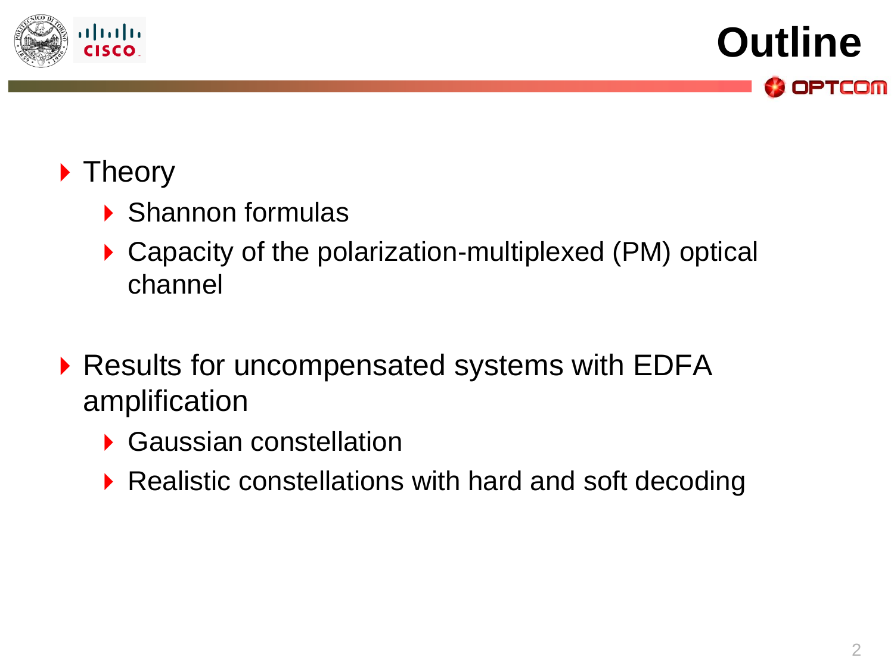# Outline

- Theory
  - Shannon formulas
  - Capacity of the polarization-multiplexed (PM) optical channel
- Results for uncompensated systems with EDFA amplification
  - Gaussian constellation
  - Realistic constellations with hard and soft decoding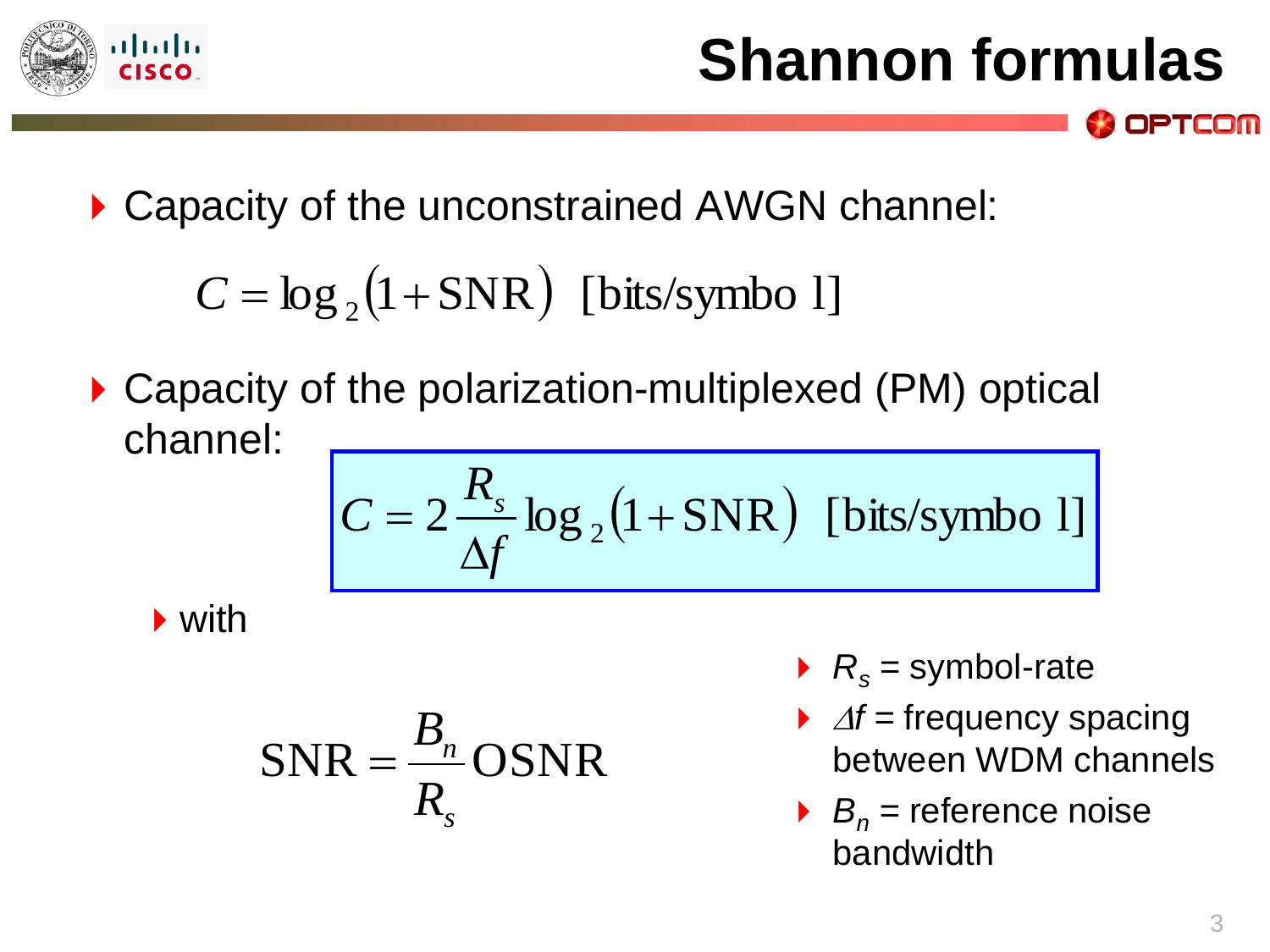# Shannon formulas

- Capacity of the unconstrained AWGN channel:

$$C = \log_2(1 + \text{SNR}) \ \ [\text{bits/symbol}]$$

- Capacity of the polarization-multiplexed (PM) optical channel:

$$C = 2\frac{R_s}{\Delta f}\log_2(1 + \text{SNR}) \ \ [\text{bits/symbol}]$$

  - with

$$\text{SNR} = \frac{B_n}{R_s}\text{OSNR}$$

- $R_s$ = symbol-rate
- $\Delta f$ = frequency spacing between WDM channels
- $B_n$ = reference noise bandwidth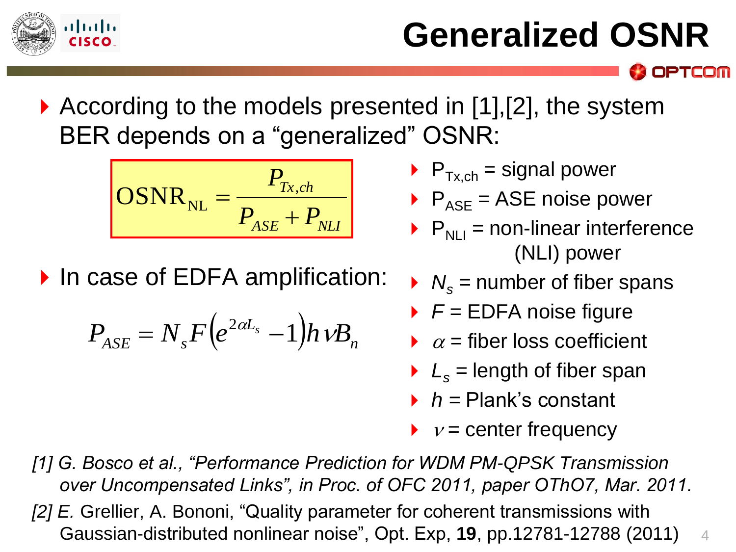# Generalized OSNR

- According to the models presented in [1],[2], the system BER depends on a "generalized" OSNR:

$$\mathrm{OSNR_{NL}} = \frac{P_{Tx,ch}}{P_{ASE} + P_{NLI}}$$

- In case of EDFA amplification:

$$P_{ASE} = N_s F \left(e^{2\alpha L_s} - 1\right) h \nu B_n$$

- $P_{Tx,ch}$ = signal power
- $P_{ASE}$ = ASE noise power
- $P_{NLI}$ = non-linear interference (NLI) power
- $N_s$ = number of fiber spans
- $F$ = EDFA noise figure
- $\alpha$ = fiber loss coefficient
- $L_s$ = length of fiber span
- $h$ = Plank's constant
- $\nu$ = center frequency

*[1] G. Bosco et al., "Performance Prediction for WDM PM-QPSK Transmission over Uncompensated Links", in Proc. of OFC 2011, paper OThO7, Mar. 2011.*

*[2] E.* Grellier, A. Bononi, "Quality parameter for coherent transmissions with Gaussian-distributed nonlinear noise", Opt. Exp, **19**, pp.12781-12788 (2011)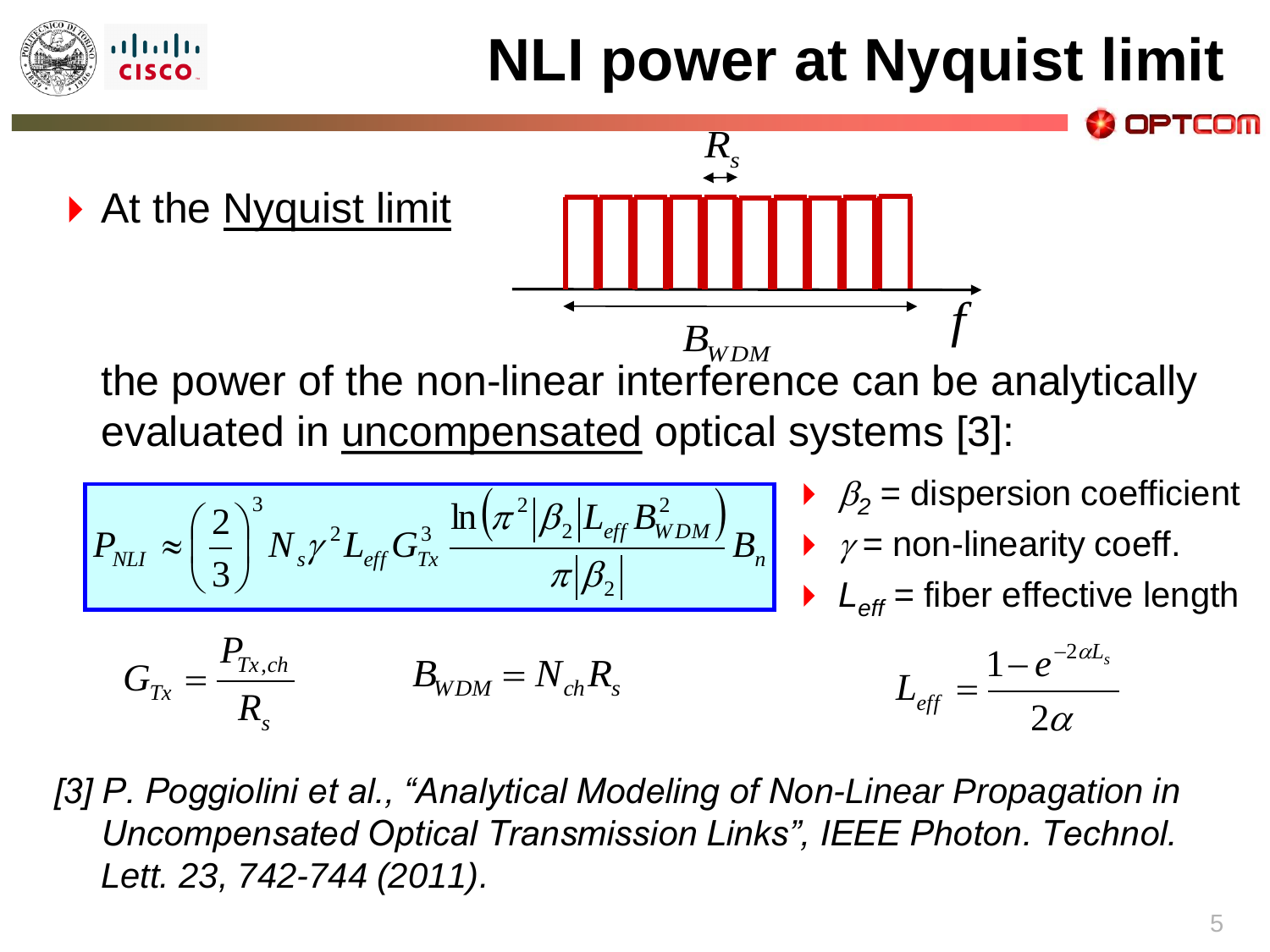# NLI power at Nyquist limit

- At the Nyquist limit

$R_s$

$B_{WDM}$ $f$

the power of the non-linear interference can be analytically evaluated in uncompensated optical systems [3]:

$$P_{NLI} \approx \left(\frac{2}{3}\right)^3 N_s \gamma^2 L_{eff} G_{Tx}^3 \frac{\ln\left(\pi^2 |\beta_2| L_{eff} B_{WDM}^2\right)}{\pi |\beta_2|} B_n$$

- $\beta_2$ = dispersion coefficient
- $\gamma$ = non-linearity coeff.
- $L_{eff}$ = fiber effective length

$$G_{Tx} = \frac{P_{Tx,ch}}{R_s} \qquad B_{WDM} = N_{ch} R_s \qquad L_{eff} = \frac{1 - e^{-2\alpha L_s}}{2\alpha}$$

*[3] P. Poggiolini et al., “Analytical Modeling of Non-Linear Propagation in Uncompensated Optical Transmission Links”, IEEE Photon. Technol. Lett. 23, 742-744 (2011).*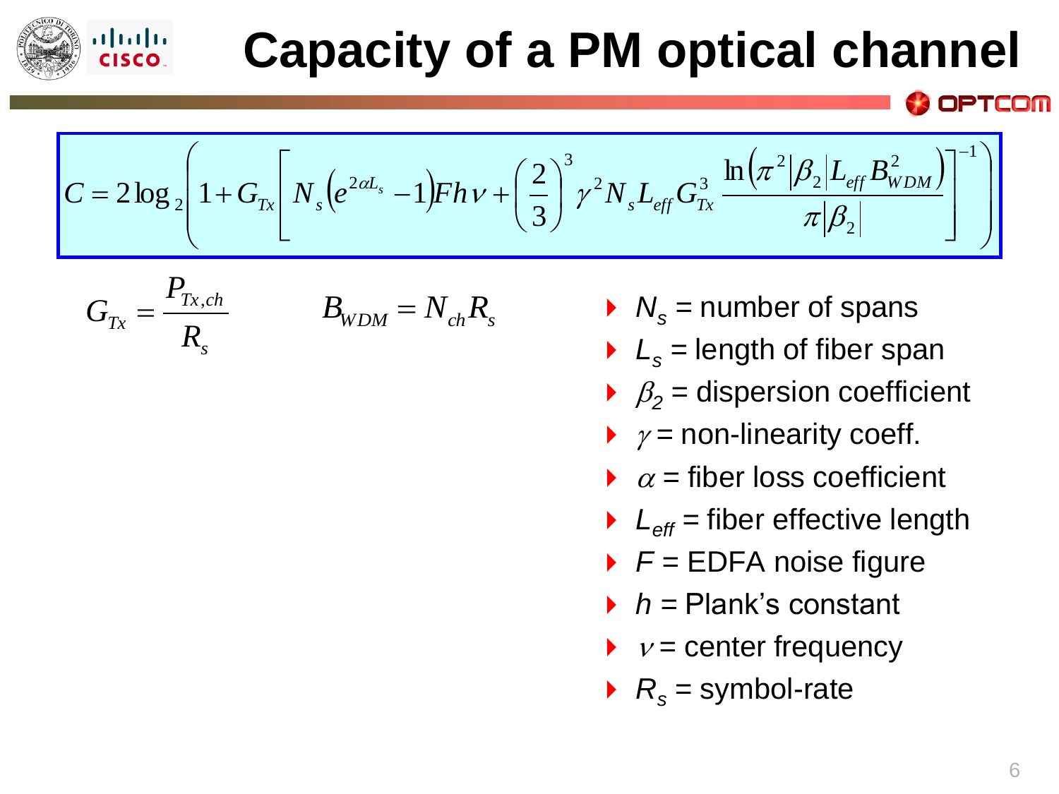# Capacity of a PM optical channel

$$C = 2\log_2\left(1 + G_{Tx}\left[N_s\left(e^{2\alpha L_s} - 1\right)Fh\nu + \left(\frac{2}{3}\right)^3 \gamma^2 N_s L_{eff} G_{Tx}^3 \frac{\ln\left(\pi^2 |\beta_2| L_{eff} B_{WDM}^2\right)}{\pi |\beta_2|}\right]^{-1}\right)$$

$$G_{Tx} = \frac{P_{Tx,ch}}{R_s} \qquad B_{WDM} = N_{ch} R_s$$

- $N_s$ = number of spans
- $L_s$ = length of fiber span
- $\beta_2$ = dispersion coefficient
- $\gamma$ = non-linearity coeff.
- $\alpha$ = fiber loss coefficient
- $L_{eff}$ = fiber effective length
- $F$ = EDFA noise figure
- $h$ = Plank's constant
- $\nu$ = center frequency
- $R_s$ = symbol-rate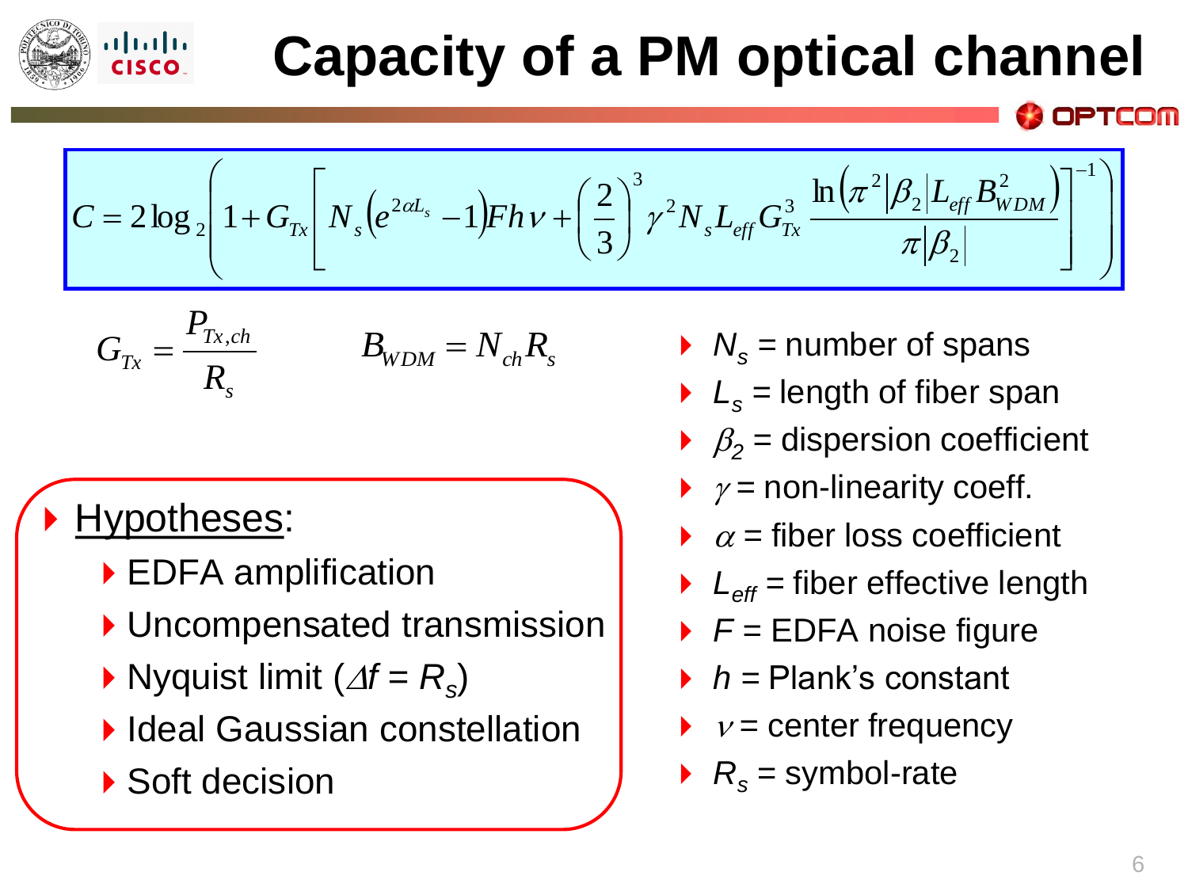# Capacity of a PM optical channel

$$C = 2\log_2\left(1 + G_{Tx}\left[N_s\left(e^{2\alpha L_s} - 1\right)Fh\nu + \left(\frac{2}{3}\right)^3 \gamma^2 N_s L_{eff} G_{Tx}^3 \frac{\ln\left(\pi^2 |\beta_2| L_{eff} B_{WDM}^2\right)}{\pi |\beta_2|}\right]^{-1}\right)$$

$$G_{Tx} = \frac{P_{Tx,ch}}{R_s} \qquad B_{WDM} = N_{ch} R_s$$

- <u>Hypotheses</u>:
  - EDFA amplification
  - Uncompensated transmission
  - Nyquist limit ($\Delta f = R_s$)
  - Ideal Gaussian constellation
  - Soft decision

- $N_s$ = number of spans
- $L_s$ = length of fiber span
- $\beta_2$ = dispersion coefficient
- $\gamma$ = non-linearity coeff.
- $\alpha$ = fiber loss coefficient
- $L_{eff}$ = fiber effective length
- $F$ = EDFA noise figure
- $h$ = Plank's constant
- $\nu$ = center frequency
- $R_s$ = symbol-rate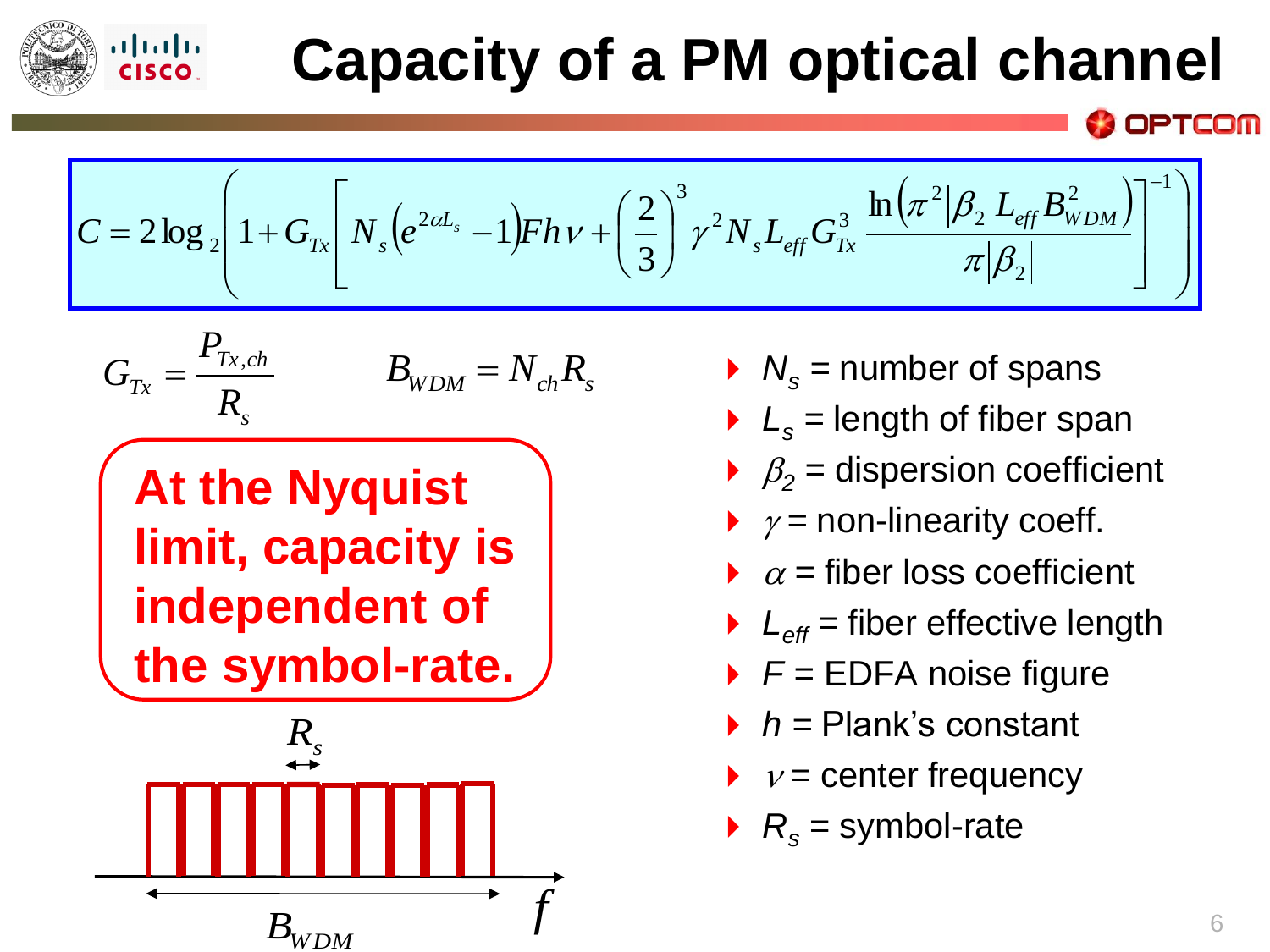# Capacity of a PM optical channel

$$C = 2\log_2\left(1 + G_{Tx}\left[N_s\left(e^{2\alpha L_s} - 1\right)Fh\nu + \left(\frac{2}{3}\right)^3 \gamma^2 N_s L_{eff} G_{Tx}^3 \frac{\ln\left(\pi^2 |\beta_2| L_{eff} B_{WDM}^2\right)}{\pi |\beta_2|}\right]^{-1}\right)$$

$$G_{Tx} = \frac{P_{Tx,ch}}{R_s} \qquad B_{WDM} = N_{ch} R_s$$

**At the Nyquist limit, capacity is independent of the symbol-rate.**

- $N_s$ = number of spans
- $L_s$ = length of fiber span
- $\beta_2$ = dispersion coefficient
- $\gamma$ = non-linearity coeff.
- $\alpha$ = fiber loss coefficient
- $L_{eff}$ = fiber effective length
- $F$ = EDFA noise figure
- $h$ = Plank's constant
- $\nu$ = center frequency
- $R_s$ = symbol-rate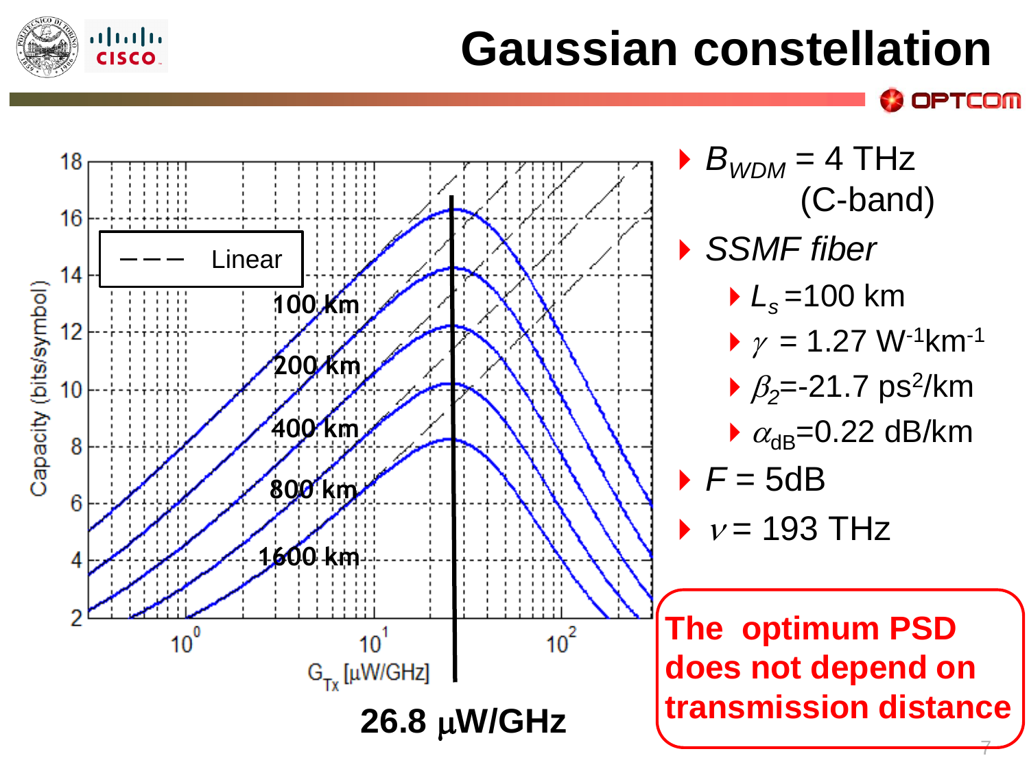# Gaussian constellation

- $B_{WDM}$ = 4 THz (C-band)
- *SSMF fiber*
  - $L_s$ =100 km
  - $\gamma$ = 1.27 $W^{-1}km^{-1}$
  - $\beta_2$=-21.7 $ps^2/km$
  - $\alpha_{dB}$=0.22 dB/km
- *F* = 5dB
- $\nu$ = 193 THz

Capacity (bits/symbol) vs. $G_{Tx}$ [μW/GHz]; curves: 100 km, 200 km, 400 km, 800 km, 1600 km; Linear (dashed)

**26.8 μW/GHz**

**The optimum PSD does not depend on transmission distance**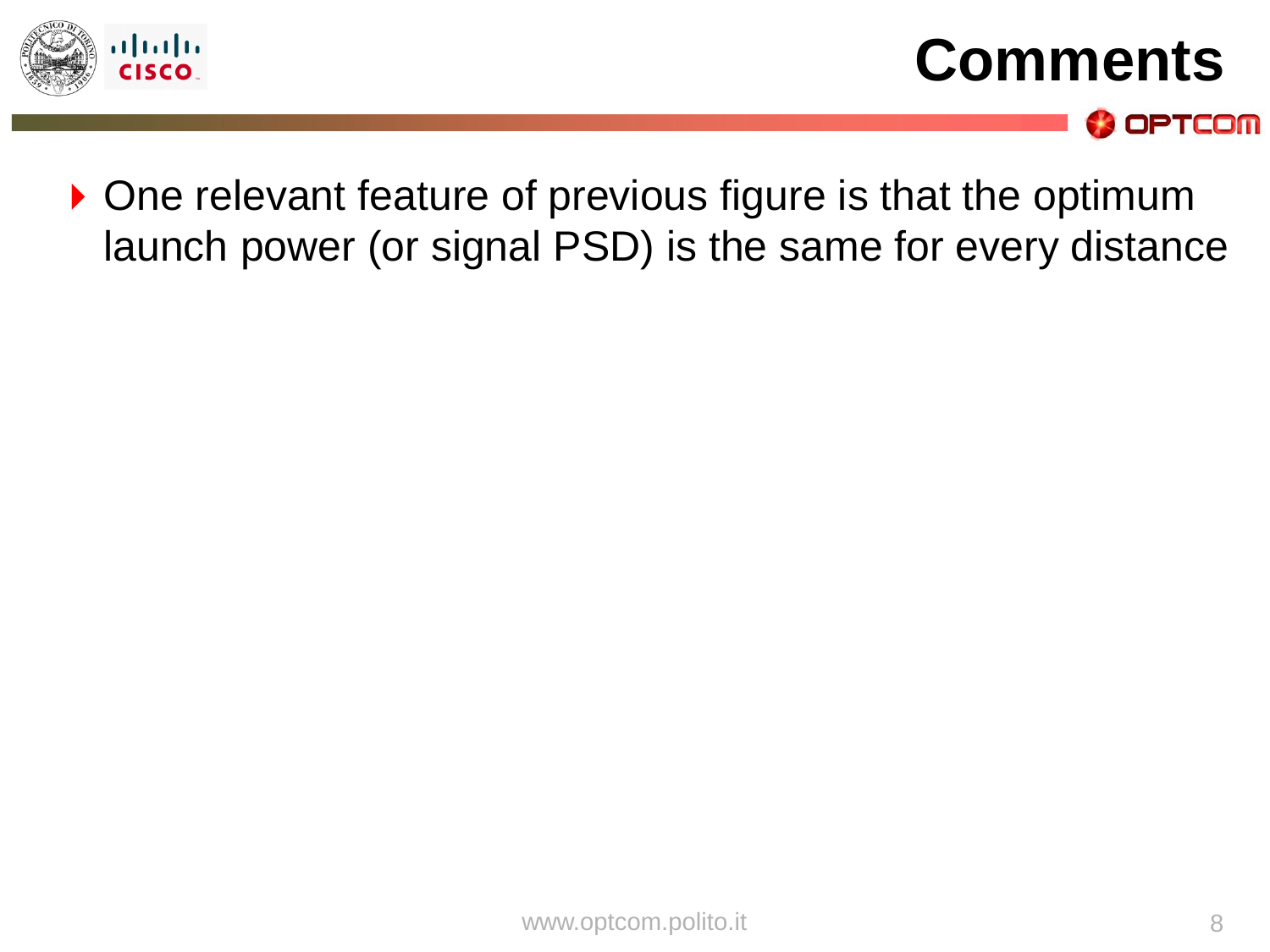# Comments

- One relevant feature of previous figure is that the optimum launch power (or signal PSD) is the same for every distance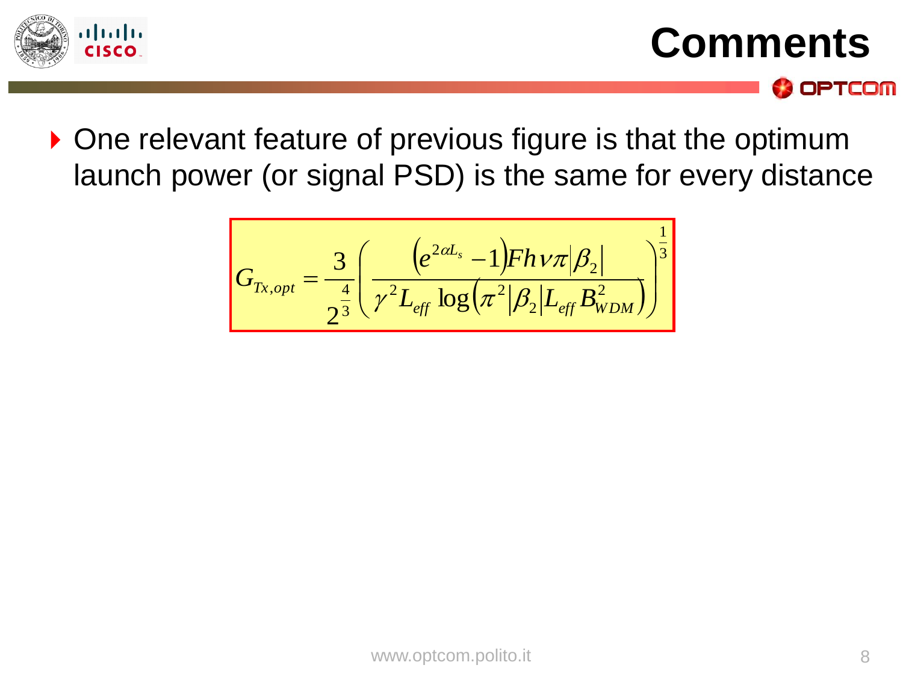# Comments

- One relevant feature of previous figure is that the optimum launch power (or signal PSD) is the same for every distance

$$G_{Tx,opt} = \frac{3}{2^{\frac{4}{3}}} \left( \frac{\left(e^{2\alpha L_s} - 1\right) F h \nu \pi |\beta_2|}{\gamma^2 L_{eff} \log\left(\pi^2 |\beta_2| L_{eff} B_{WDM}^2\right)} \right)^{\frac{1}{3}}$$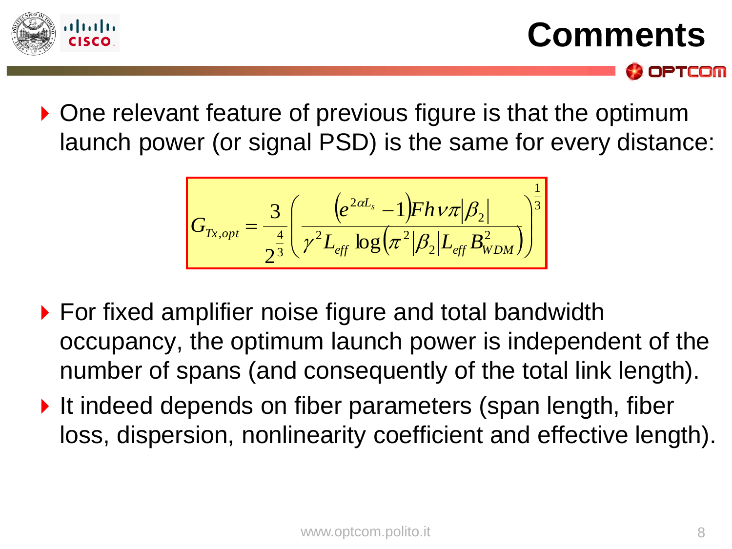# Comments

- One relevant feature of previous figure is that the optimum launch power (or signal PSD) is the same for every distance:

$$G_{Tx,opt} = \frac{3}{2^{\frac{4}{3}}} \left( \frac{\left(e^{2\alpha L_s} - 1\right) F h \nu \pi |\beta_2|}{\gamma^2 L_{eff} \log\left(\pi^2 |\beta_2| L_{eff} B_{WDM}^2\right)} \right)^{\frac{1}{3}}$$

- For fixed amplifier noise figure and total bandwidth occupancy, the optimum launch power is independent of the number of spans (and consequently of the total link length).
- It indeed depends on fiber parameters (span length, fiber loss, dispersion, nonlinearity coefficient and effective length).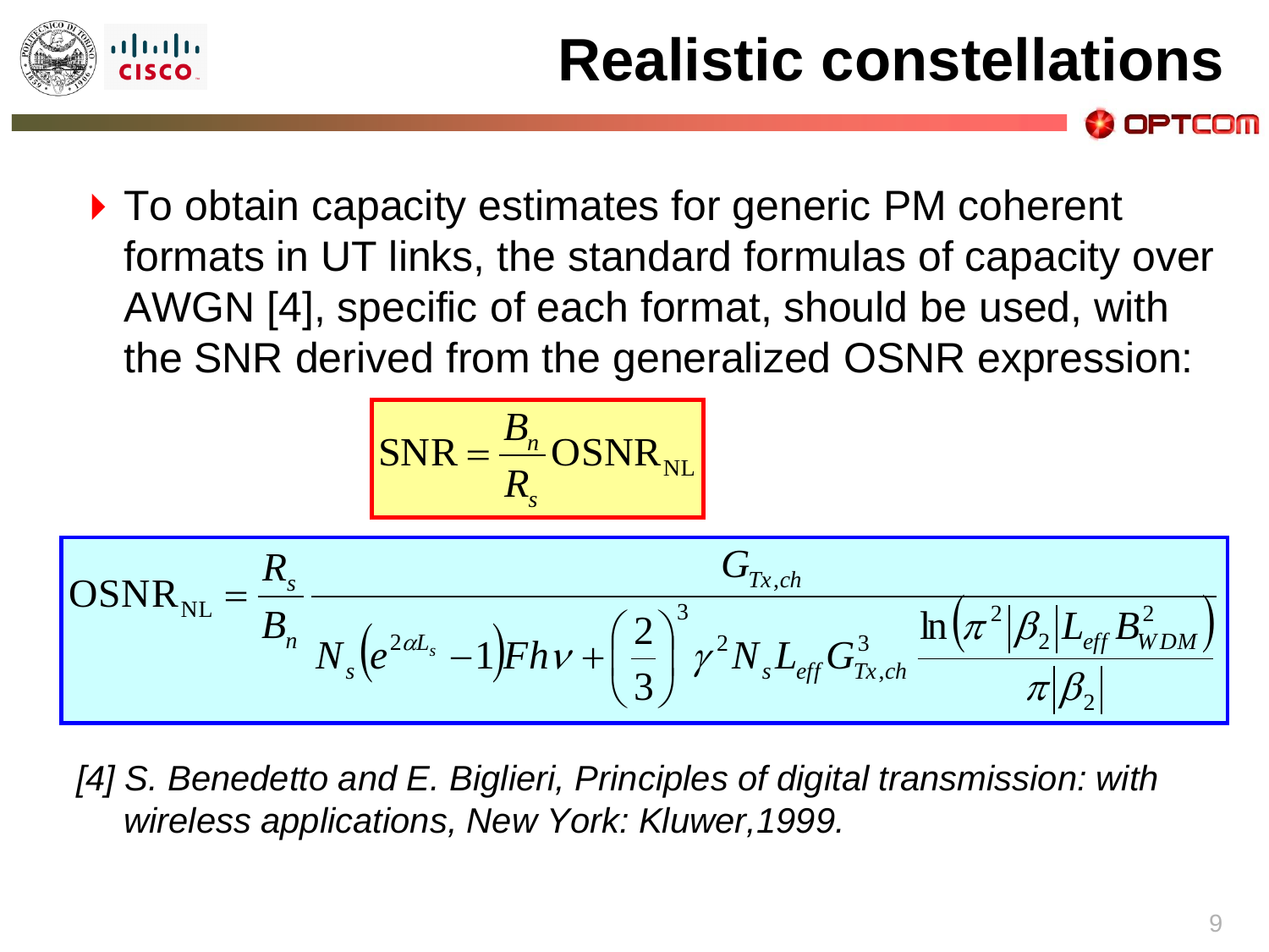# Realistic constellations

- To obtain capacity estimates for generic PM coherent formats in UT links, the standard formulas of capacity over AWGN [4], specific of each format, should be used, with the SNR derived from the generalized OSNR expression:

$$\mathrm{SNR} = \frac{B_n}{R_s} \mathrm{OSNR}_{\mathrm{NL}}$$

$$\mathrm{OSNR}_{\mathrm{NL}} = \frac{R_s}{B_n} \frac{G_{Tx,ch}}{N_s\left(e^{2\alpha L_s} - 1\right) F h\nu + \left(\frac{2}{3}\right)^3 \gamma^2 N_s L_{eff} G_{Tx,ch}^3 \frac{\ln\left(\pi^2 |\beta_2| L_{eff} B_{WDM}^2\right)}{\pi |\beta_2|}}$$

*[4] S. Benedetto and E. Biglieri, Principles of digital transmission: with wireless applications, New York: Kluwer,1999.*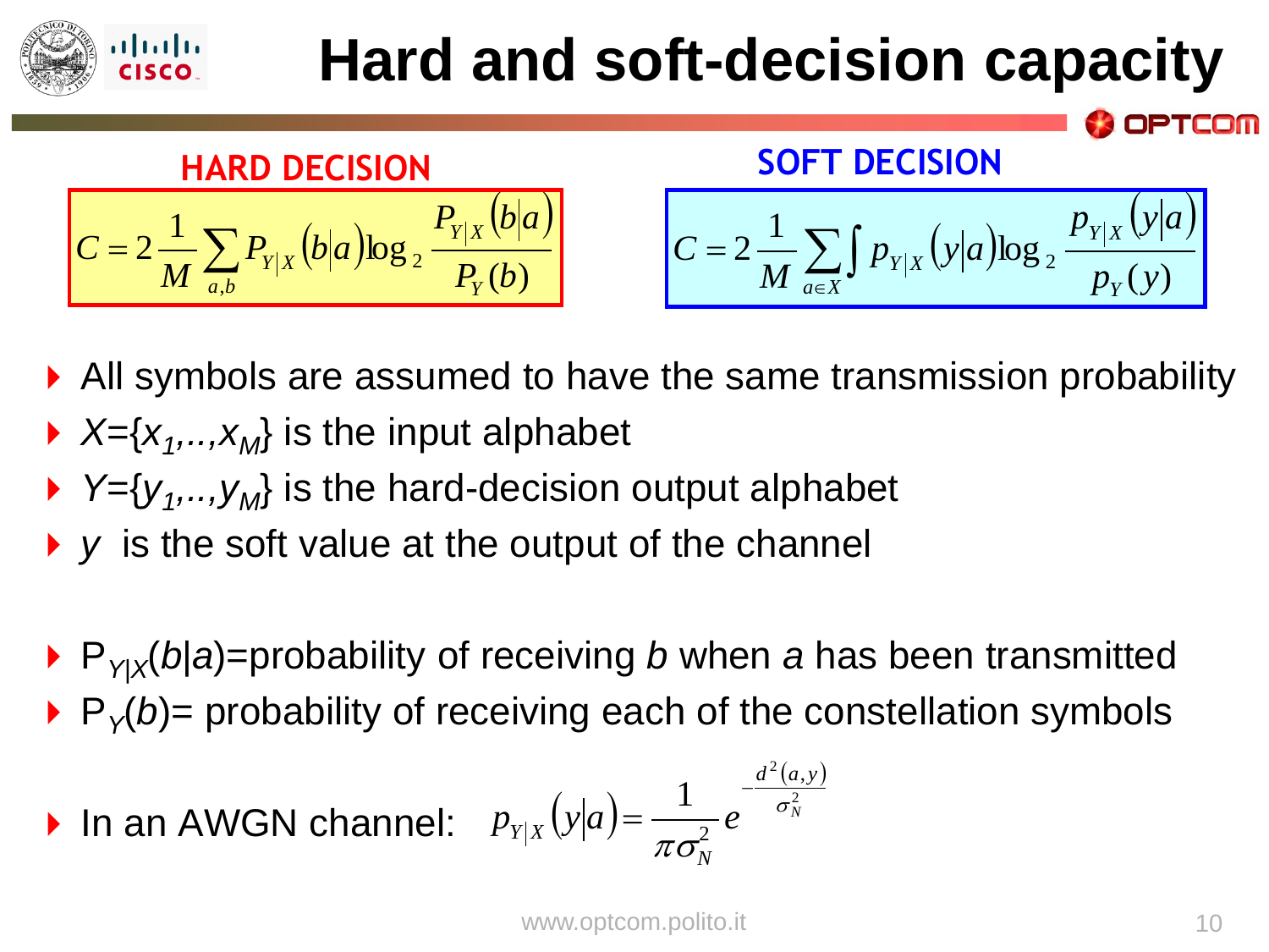# Hard and soft-decision capacity

**HARD DECISION**

$$C = 2\frac{1}{M}\sum_{a,b} P_{Y|X}(b|a)\log_2 \frac{P_{Y|X}(b|a)}{P_Y(b)}$$

**SOFT DECISION**

$$C = 2\frac{1}{M}\sum_{a\in X}\int p_{Y|X}(y|a)\log_2 \frac{p_{Y|X}(y|a)}{p_Y(y)}$$

- All symbols are assumed to have the same transmission probability
- $X=\{x_1,..,x_M\}$ is the input alphabet
- $Y=\{y_1,..,y_M\}$ is the hard-decision output alphabet
- $y$ is the soft value at the output of the channel

- $P_{Y|X}(b|a)$=probability of receiving $b$ when $a$ has been transmitted
- $P_Y(b)$= probability of receiving each of the constellation symbols
- In an AWGN channel: $p_{Y|X}(y|a) = \frac{1}{\pi\sigma_N^2} e^{-\frac{d^2(a,y)}{\sigma_N^2}}$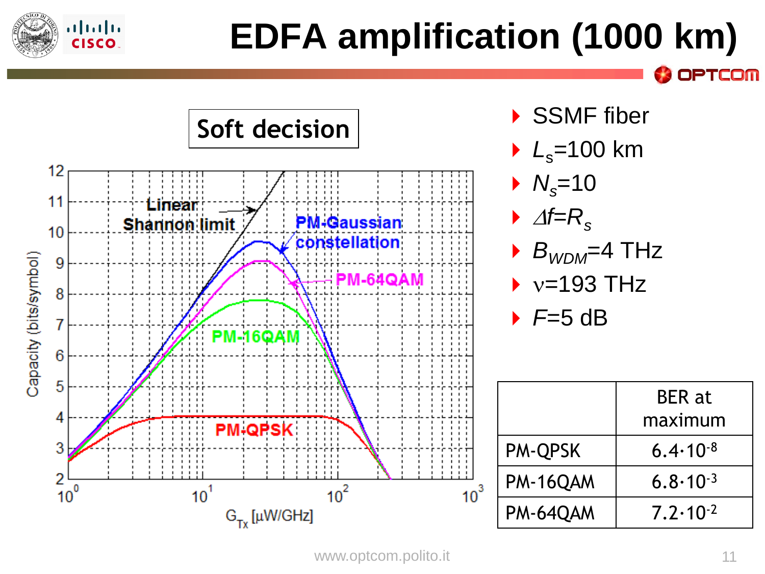# EDFA amplification (1000 km)

**Soft decision**

- SSMF fiber
- $L_s$=100 km
- $N_s$=10
- $\Delta f$=$R_s$
- $B_{WDM}$=4 THz
- $\nu$=193 THz
- $F$=5 dB

| | BER at maximum |
|---|---|
| PM-QPSK | $6.4 \cdot 10^{-8}$ |
| PM-16QAM | $6.8 \cdot 10^{-3}$ |
| PM-64QAM | $7.2 \cdot 10^{-2}$ |

www.optcom.polito.it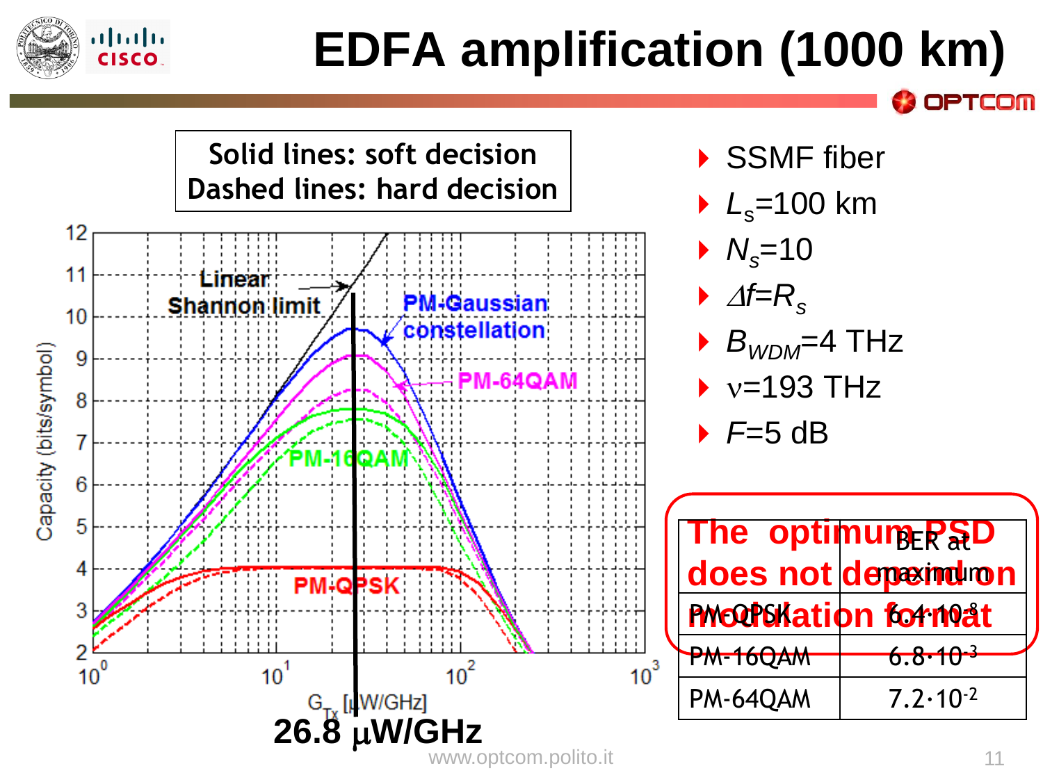# EDFA amplification (1000 km)

**Solid lines: soft decision**
**Dashed lines: hard decision**

- SSMF fiber
- $L_s$=100 km
- $N_s$=10
- $\Delta f$=$R_s$
- $B_{WDM}$=4 THz
- $\nu$=193 THz
- $F$=5 dB

**The optimum PSD does not depend on modulation format**

| | BER at maximum |
|---|---|
| PM-QPSK | $6.4 \cdot 10^{-8}$ |
| PM-16QAM | $6.8 \cdot 10^{-3}$ |
| PM-64QAM | $7.2 \cdot 10^{-2}$ |

**26.8 μW/GHz**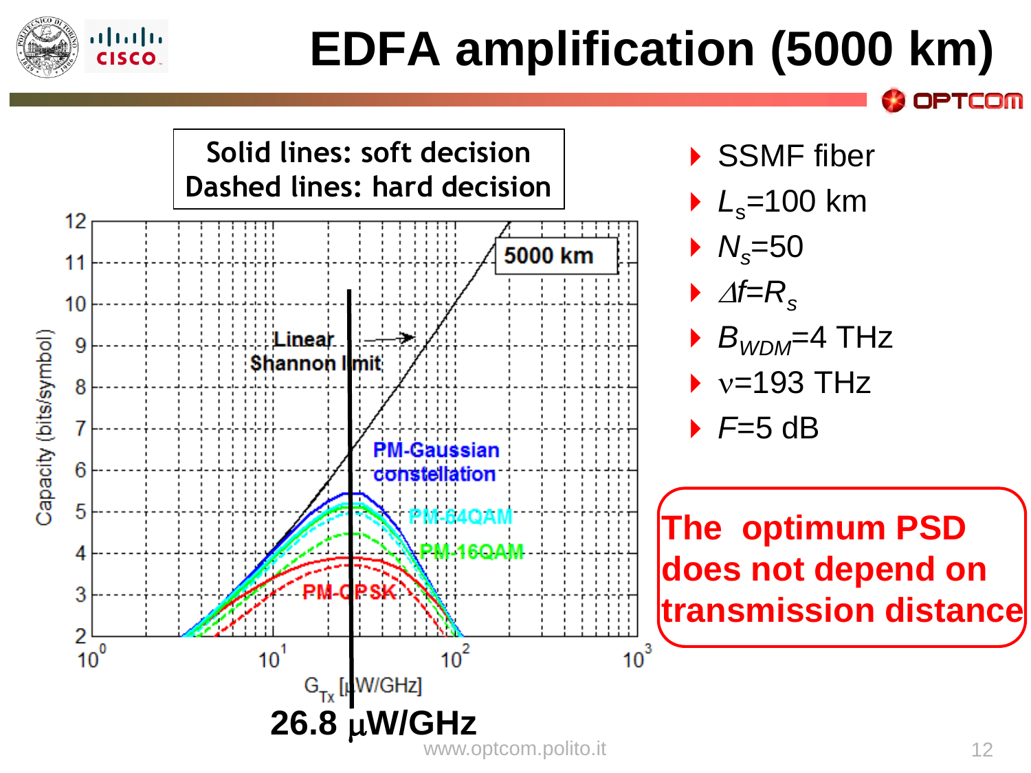# EDFA amplification (5000 km)

Solid lines: soft decision
Dashed lines: hard decision

- SSMF fiber
- $L_s$=100 km
- $N_s$=50
- $\Delta f=R_s$
- $B_{WDM}$=4 THz
- $\nu$=193 THz
- $F$=5 dB

**26.8 μW/GHz**

**The optimum PSD does not depend on transmission distance**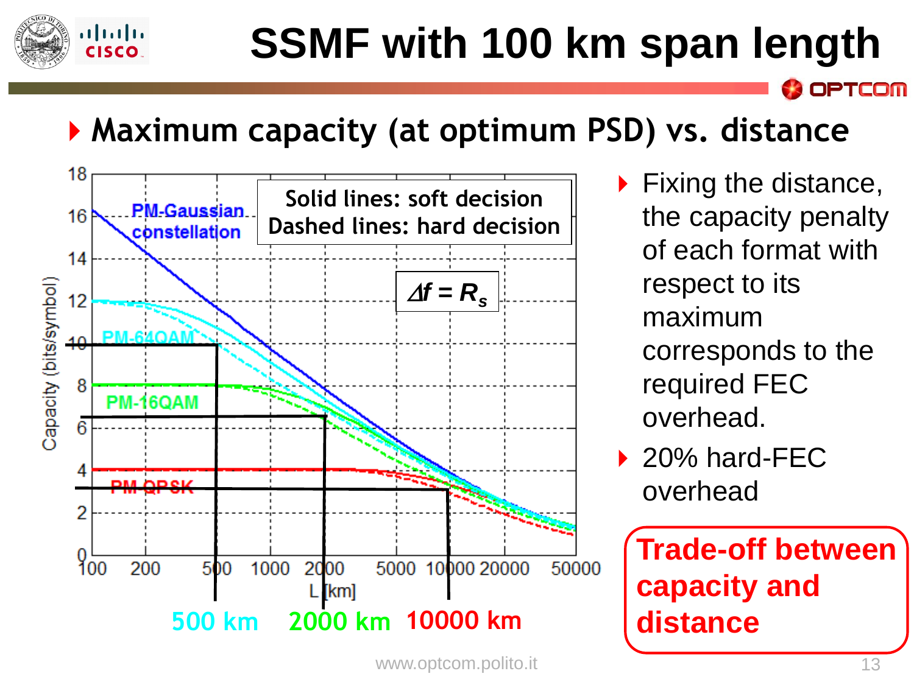# SSMF with 100 km span length

- **Maximum capacity (at optimum PSD) vs. distance**

Solid lines: soft decision
Dashed lines: hard decision

$\Delta f = R_s$

PM-Gaussian constellation

PM-64QAM

PM-16QAM

PM-QPSK

Capacity (bits/symbol)

L [km]

500 km 2000 km 10000 km

- Fixing the distance, the capacity penalty of each format with respect to its maximum corresponds to the required FEC overhead.
- 20% hard-FEC overhead

**Trade-off between capacity and distance**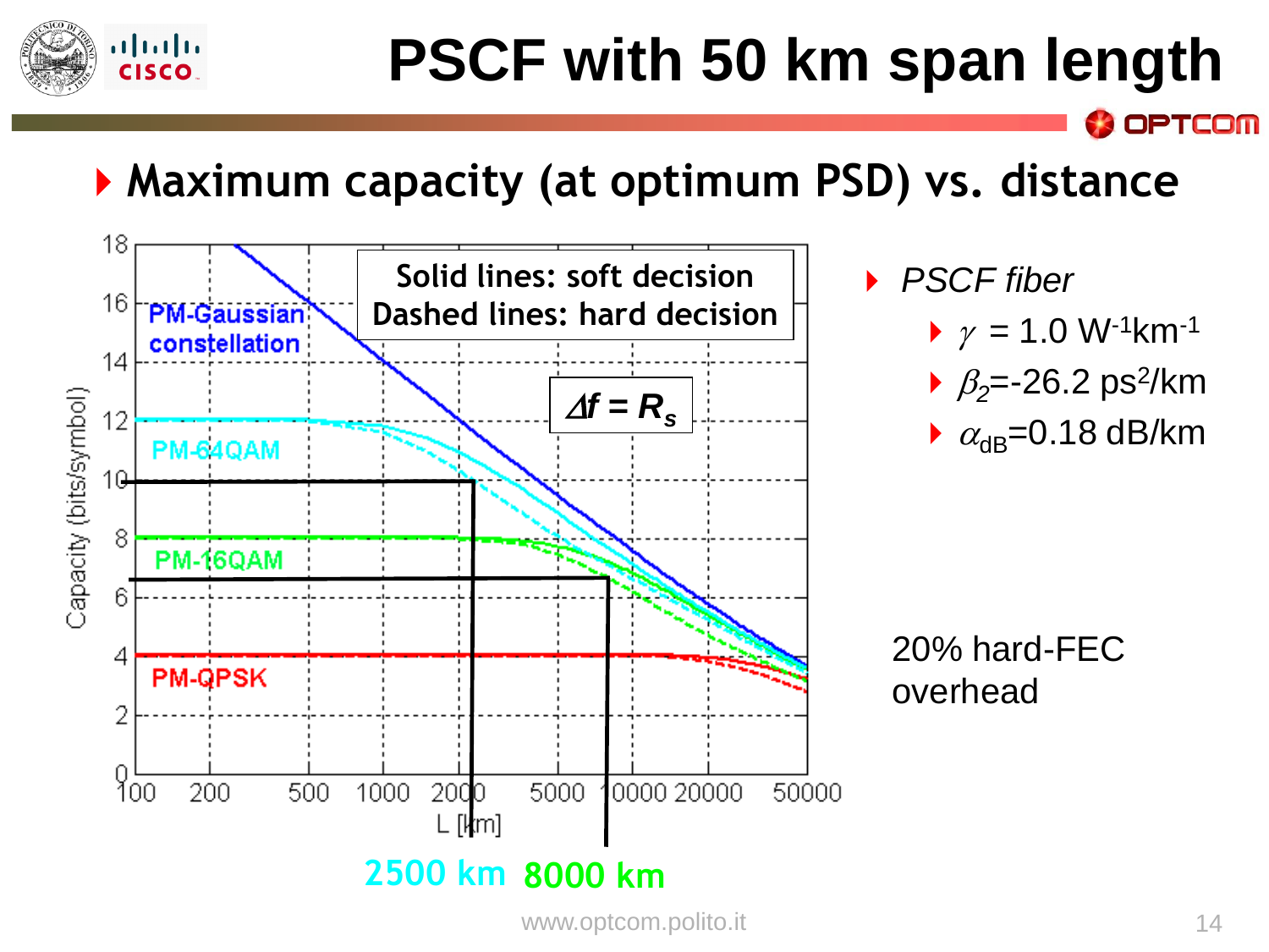# PSCF with 50 km span length

- **Maximum capacity (at optimum PSD) vs. distance**

Solid lines: soft decision
Dashed lines: hard decision

$\Delta f = R_s$

PM-Gaussian constellation

PM-64QAM

PM-16QAM

PM-QPSK

Capacity (bits/symbol)

L [km]

2500 km

8000 km

- *PSCF fiber*
  - $\gamma$ = 1.0 $W^{-1}km^{-1}$
  - $\beta_2$=-26.2 $ps^2/km$
  - $\alpha_{dB}$=0.18 dB/km

20% hard-FEC overhead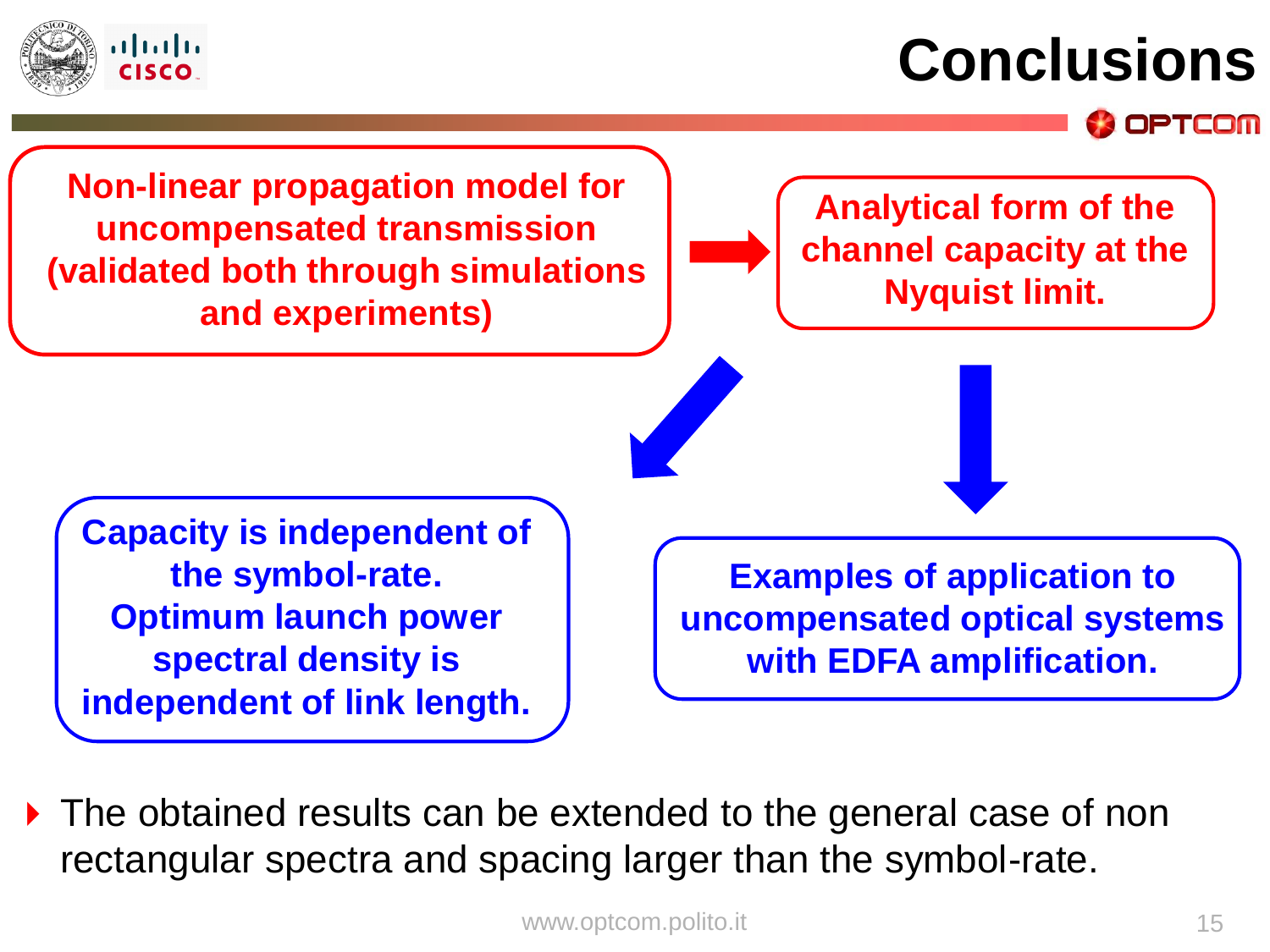# Conclusions

**Non-linear propagation model for uncompensated transmission (validated both through simulations and experiments)**

→

**Analytical form of the channel capacity at the Nyquist limit.**

**Capacity is independent of the symbol-rate. Optimum launch power spectral density is independent of link length.**

**Examples of application to uncompensated optical systems with EDFA amplification.**

- The obtained results can be extended to the general case of non rectangular spectra and spacing larger than the symbol-rate.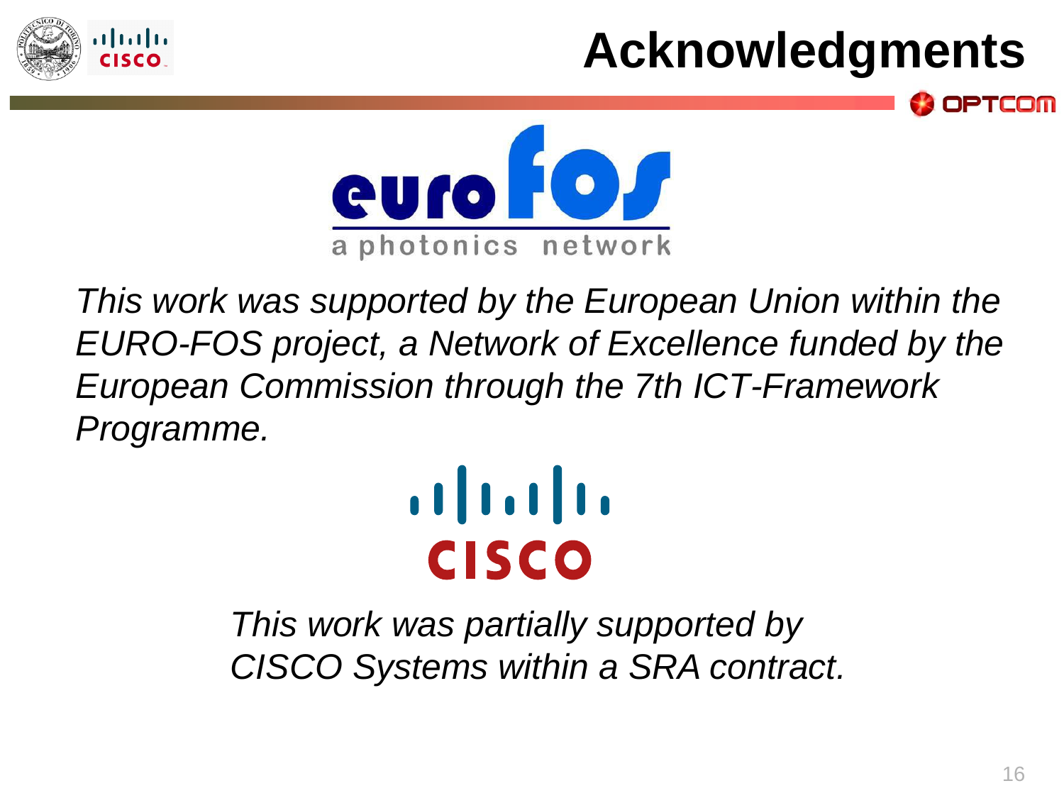# Acknowledgments

euro fos
a photonics network

*This work was supported by the European Union within the EURO-FOS project, a Network of Excellence funded by the European Commission through the 7th ICT-Framework Programme.*

CISCO

*This work was partially supported by CISCO Systems within a SRA contract.*